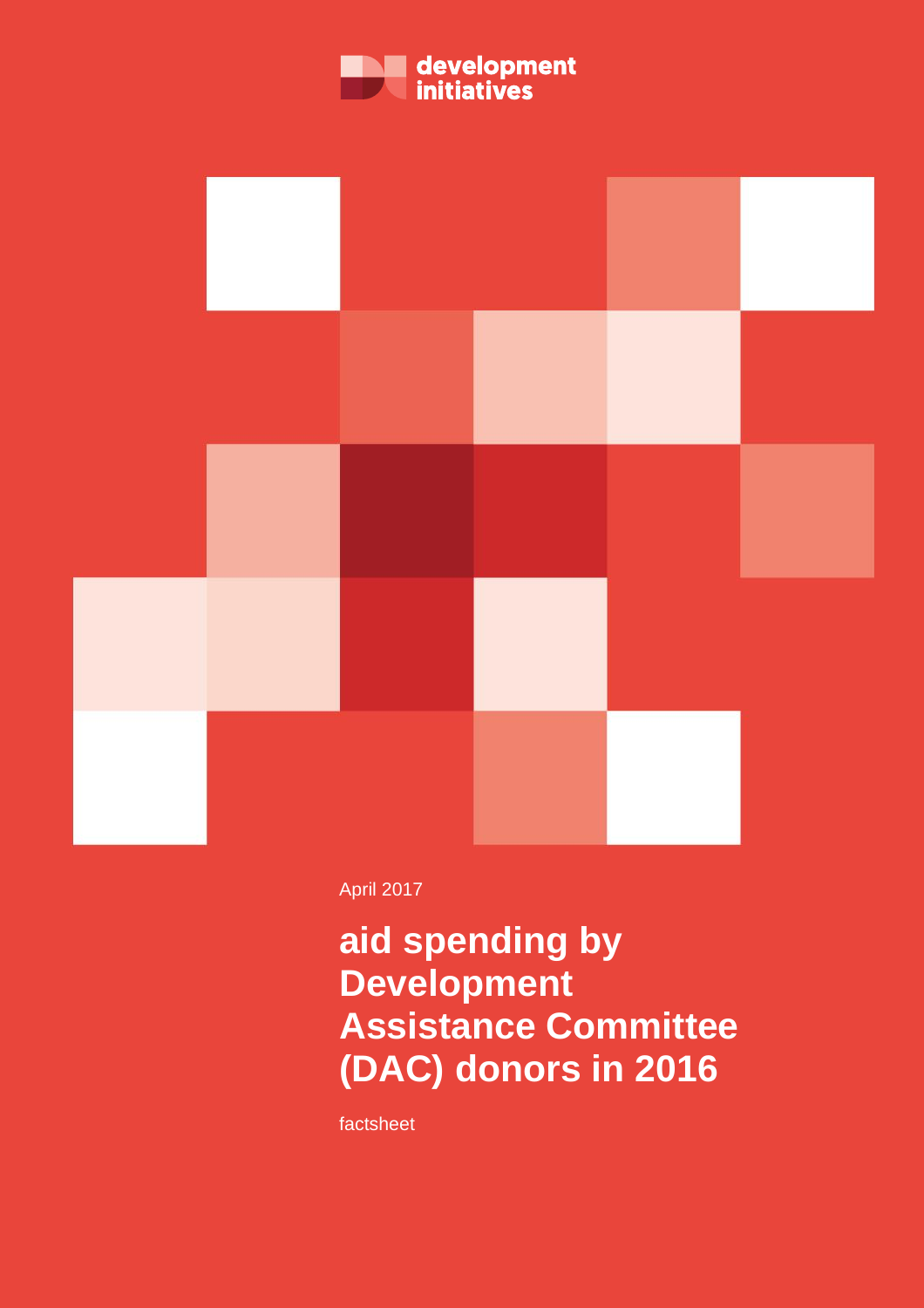development initiatives

April 2017

# aid spending by Development Assistance Committee (DAC) donors in 2016

factsheet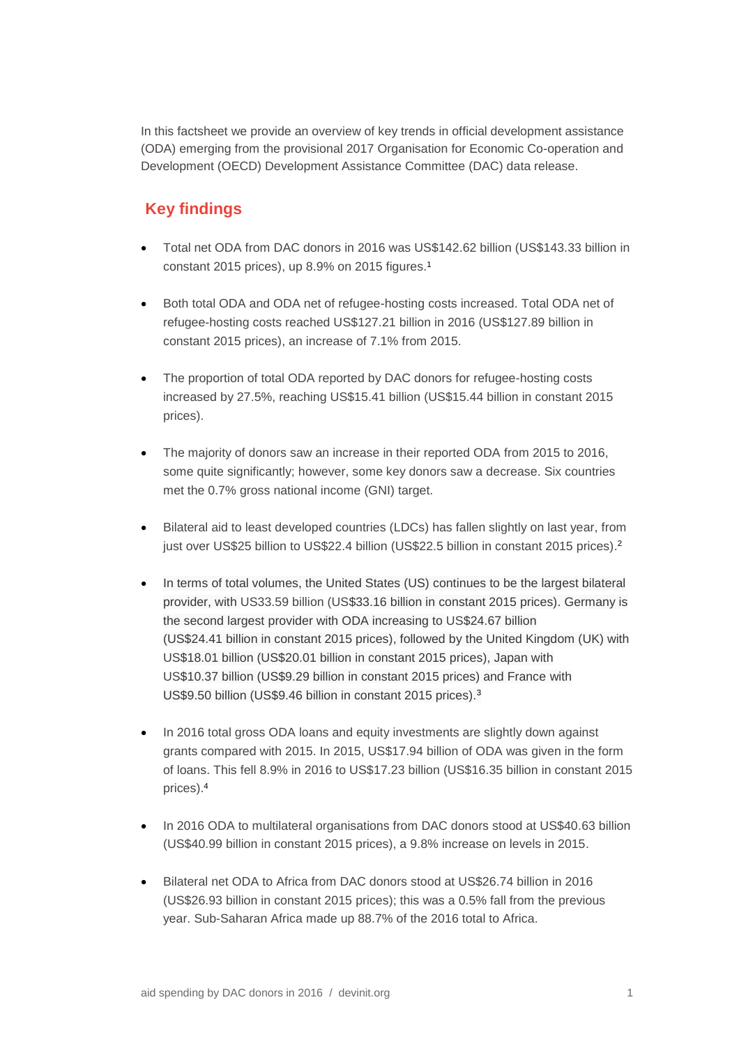In this factsheet we provide an overview of key trends in official development assistance (ODA) emerging from the provisional 2017 Organisation for Economic Co-operation and Development (OECD) Development Assistance Committee (DAC) data release.

## Key findings

- Total net ODA from DAC donors in 2016 was US$142.62 billion (US$143.33 billion in constant 2015 prices), up 8.9% on 2015 figures.[1]
- Both total ODA and ODA net of refugee-hosting costs increased. Total ODA net of refugee-hosting costs reached US$127.21 billion in 2016 (US$127.89 billion in constant 2015 prices), an increase of 7.1% from 2015.
- The proportion of total ODA reported by DAC donors for refugee-hosting costs increased by 27.5%, reaching US$15.41 billion (US$15.44 billion in constant 2015 prices).
- The majority of donors saw an increase in their reported ODA from 2015 to 2016, some quite significantly; however, some key donors saw a decrease. Six countries met the 0.7% gross national income (GNI) target.
- Bilateral aid to least developed countries (LDCs) has fallen slightly on last year, from just over US$25 billion to US$22.4 billion (US$22.5 billion in constant 2015 prices).[2]
- In terms of total volumes, the United States (US) continues to be the largest bilateral provider, with US33.59 billion (US$33.16 billion in constant 2015 prices). Germany is the second largest provider with ODA increasing to US$24.67 billion (US$24.41 billion in constant 2015 prices), followed by the United Kingdom (UK) with US$18.01 billion (US$20.01 billion in constant 2015 prices), Japan with US$10.37 billion (US$9.29 billion in constant 2015 prices) and France with US$9.50 billion (US$9.46 billion in constant 2015 prices).[3]
- In 2016 total gross ODA loans and equity investments are slightly down against grants compared with 2015. In 2015, US$17.94 billion of ODA was given in the form of loans. This fell 8.9% in 2016 to US$17.23 billion (US$16.35 billion in constant 2015 prices).[4]
- In 2016 ODA to multilateral organisations from DAC donors stood at US$40.63 billion (US$40.99 billion in constant 2015 prices), a 9.8% increase on levels in 2015.
- Bilateral net ODA to Africa from DAC donors stood at US$26.74 billion in 2016 (US$26.93 billion in constant 2015 prices); this was a 0.5% fall from the previous year. Sub-Saharan Africa made up 88.7% of the 2016 total to Africa.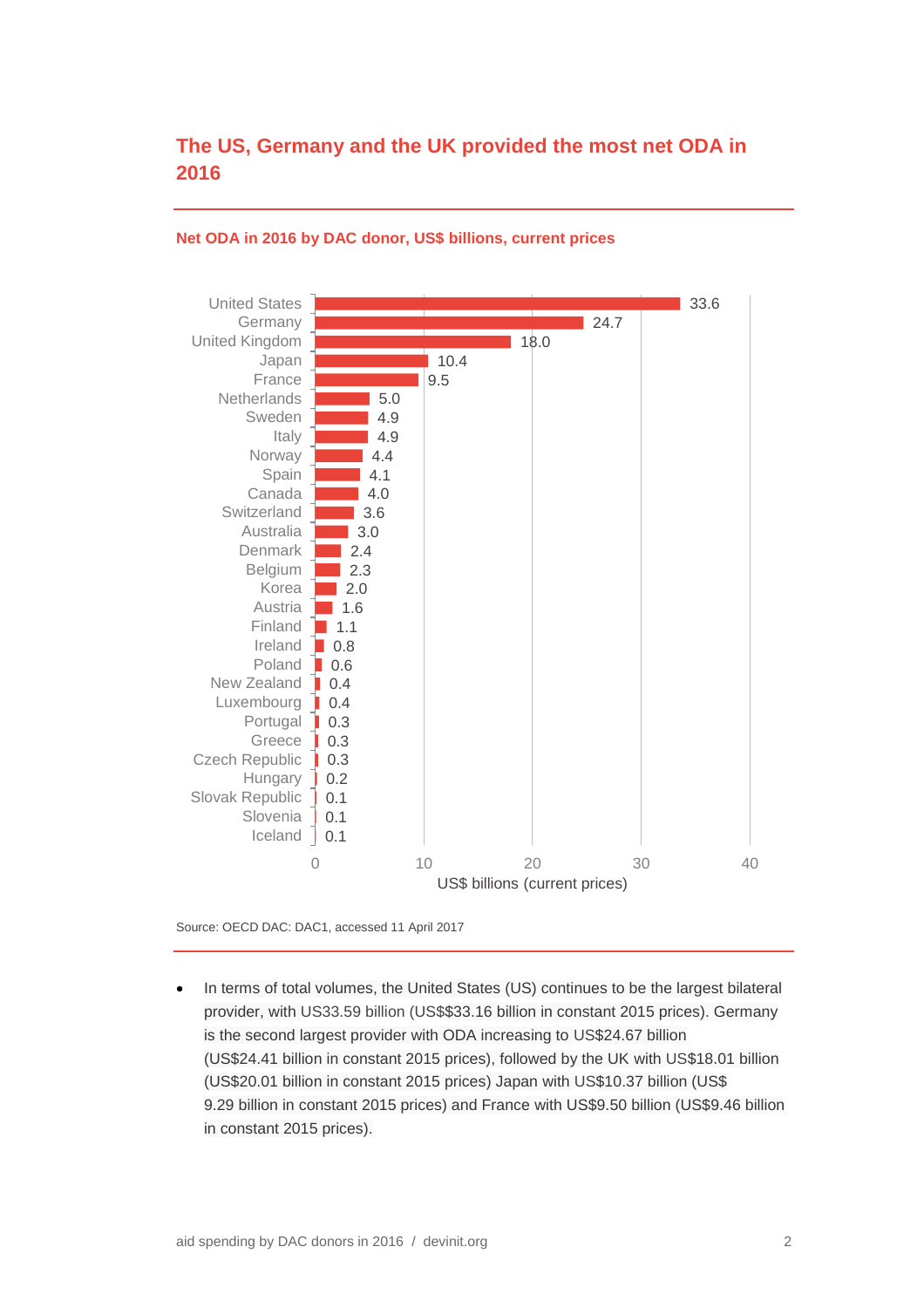## The US, Germany and the UK provided the most net ODA in 2016

**Net ODA in 2016 by DAC donor, US$ billions, current prices**

| Donor | US$ billions (current prices) |
|---|---|
| United States | 33.6 |
| Germany | 24.7 |
| United Kingdom | 18.0 |
| Japan | 10.4 |
| France | 9.5 |
| Netherlands | 5.0 |
| Sweden | 4.9 |
| Italy | 4.9 |
| Norway | 4.4 |
| Spain | 4.1 |
| Canada | 4.0 |
| Switzerland | 3.6 |
| Australia | 3.0 |
| Denmark | 2.4 |
| Belgium | 2.3 |
| Korea | 2.0 |
| Austria | 1.6 |
| Finland | 1.1 |
| Ireland | 0.8 |
| Poland | 0.6 |
| New Zealand | 0.4 |
| Luxembourg | 0.4 |
| Portugal | 0.3 |
| Greece | 0.3 |
| Czech Republic | 0.3 |
| Hungary | 0.2 |
| Slovak Republic | 0.1 |
| Slovenia | 0.1 |
| Iceland | 0.1 |

Source: OECD DAC: DAC1, accessed 11 April 2017

- In terms of total volumes, the United States (US) continues to be the largest bilateral provider, with US33.59 billion (US$$33.16 billion in constant 2015 prices). Germany is the second largest provider with ODA increasing to US$24.67 billion (US$24.41 billion in constant 2015 prices), followed by the UK with US$18.01 billion (US$20.01 billion in constant 2015 prices) Japan with US$10.37 billion (US$ 9.29 billion in constant 2015 prices) and France with US$9.50 billion (US$9.46 billion in constant 2015 prices).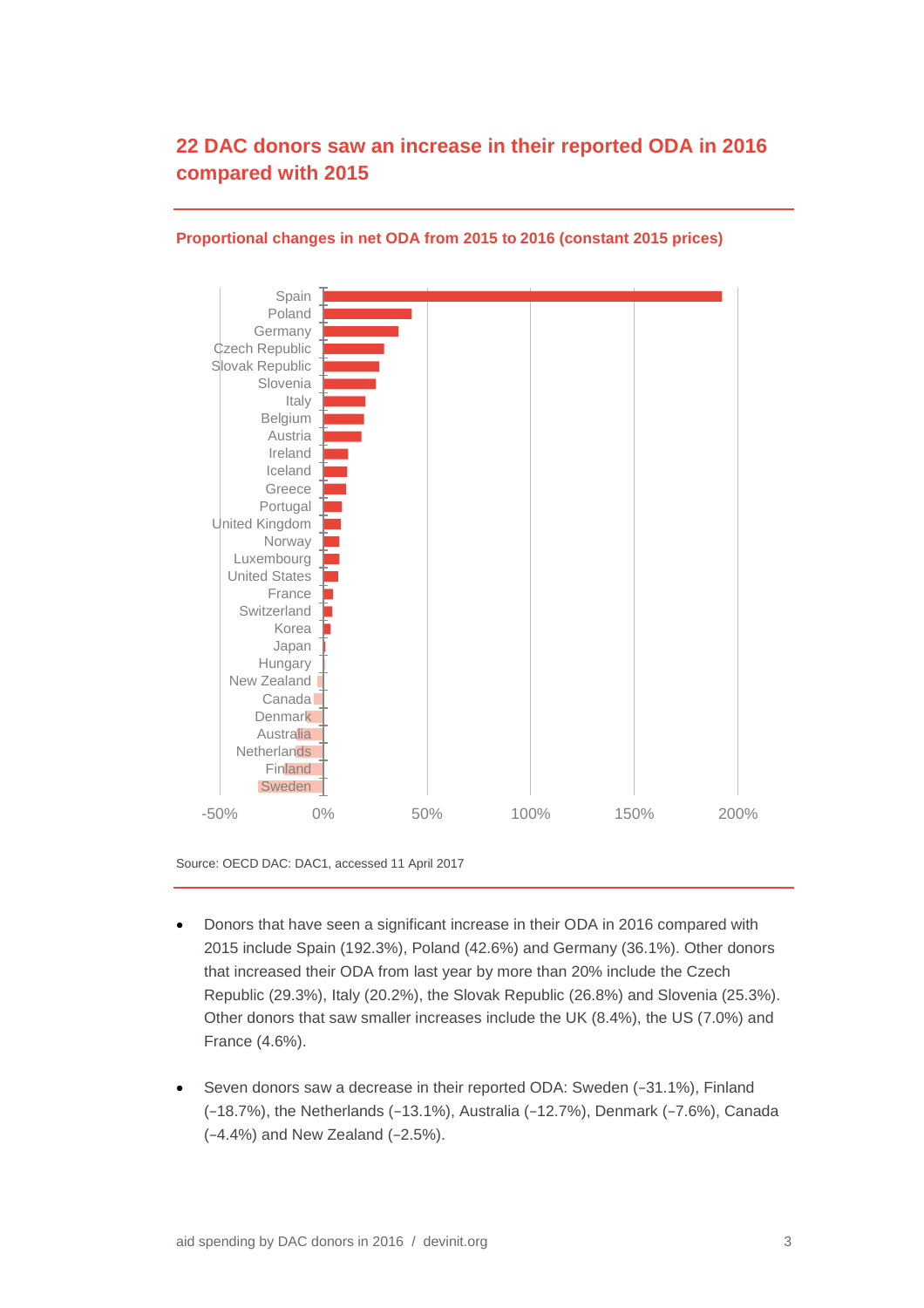## 22 DAC donors saw an increase in their reported ODA in 2016 compared with 2015

**Proportional changes in net ODA from 2015 to 2016 (constant 2015 prices)**

Spain
Poland
Germany
Czech Republic
Slovak Republic
Slovenia
Italy
Belgium
Austria
Ireland
Iceland
Greece
Portugal
United Kingdom
Norway
Luxembourg
United States
France
Switzerland
Korea
Japan
Hungary
New Zealand
Canada
Denmark
Australia
Netherlands
Finland
Sweden

-50% 0% 50% 100% 150% 200%

Source: OECD DAC: DAC1, accessed 11 April 2017

- Donors that have seen a significant increase in their ODA in 2016 compared with 2015 include Spain (192.3%), Poland (42.6%) and Germany (36.1%). Other donors that increased their ODA from last year by more than 20% include the Czech Republic (29.3%), Italy (20.2%), the Slovak Republic (26.8%) and Slovenia (25.3%). Other donors that saw smaller increases include the UK (8.4%), the US (7.0%) and France (4.6%).

- Seven donors saw a decrease in their reported ODA: Sweden (−31.1%), Finland (−18.7%), the Netherlands (−13.1%), Australia (−12.7%), Denmark (−7.6%), Canada (−4.4%) and New Zealand (−2.5%).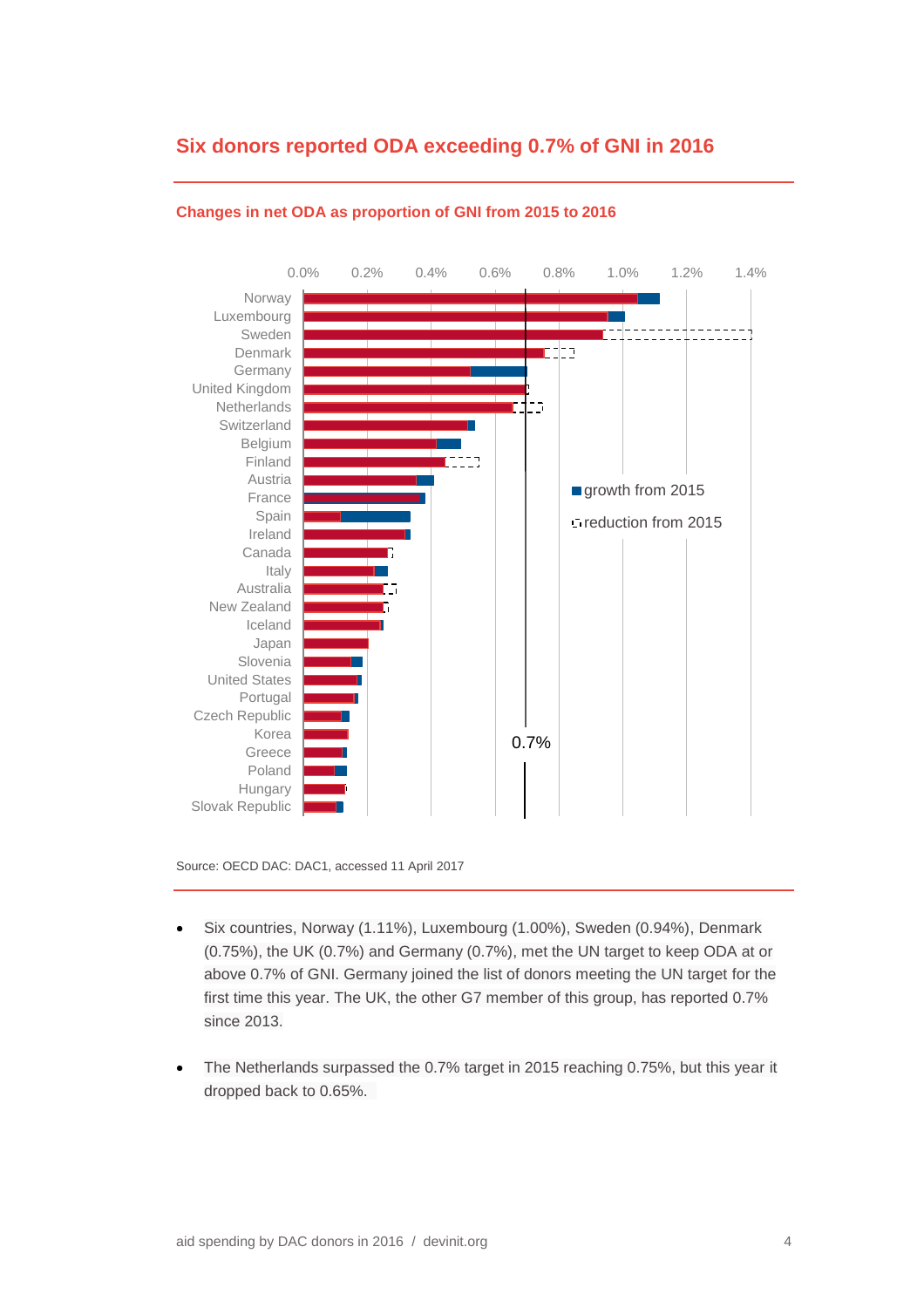## Six donors reported ODA exceeding 0.7% of GNI in 2016

**Changes in net ODA as proportion of GNI from 2015 to 2016**

Source: OECD DAC: DAC1, accessed 11 April 2017

- Six countries, Norway (1.11%), Luxembourg (1.00%), Sweden (0.94%), Denmark (0.75%), the UK (0.7%) and Germany (0.7%), met the UN target to keep ODA at or above 0.7% of GNI. Germany joined the list of donors meeting the UN target for the first time this year. The UK, the other G7 member of this group, has reported 0.7% since 2013.
- The Netherlands surpassed the 0.7% target in 2015 reaching 0.75%, but this year it dropped back to 0.65%.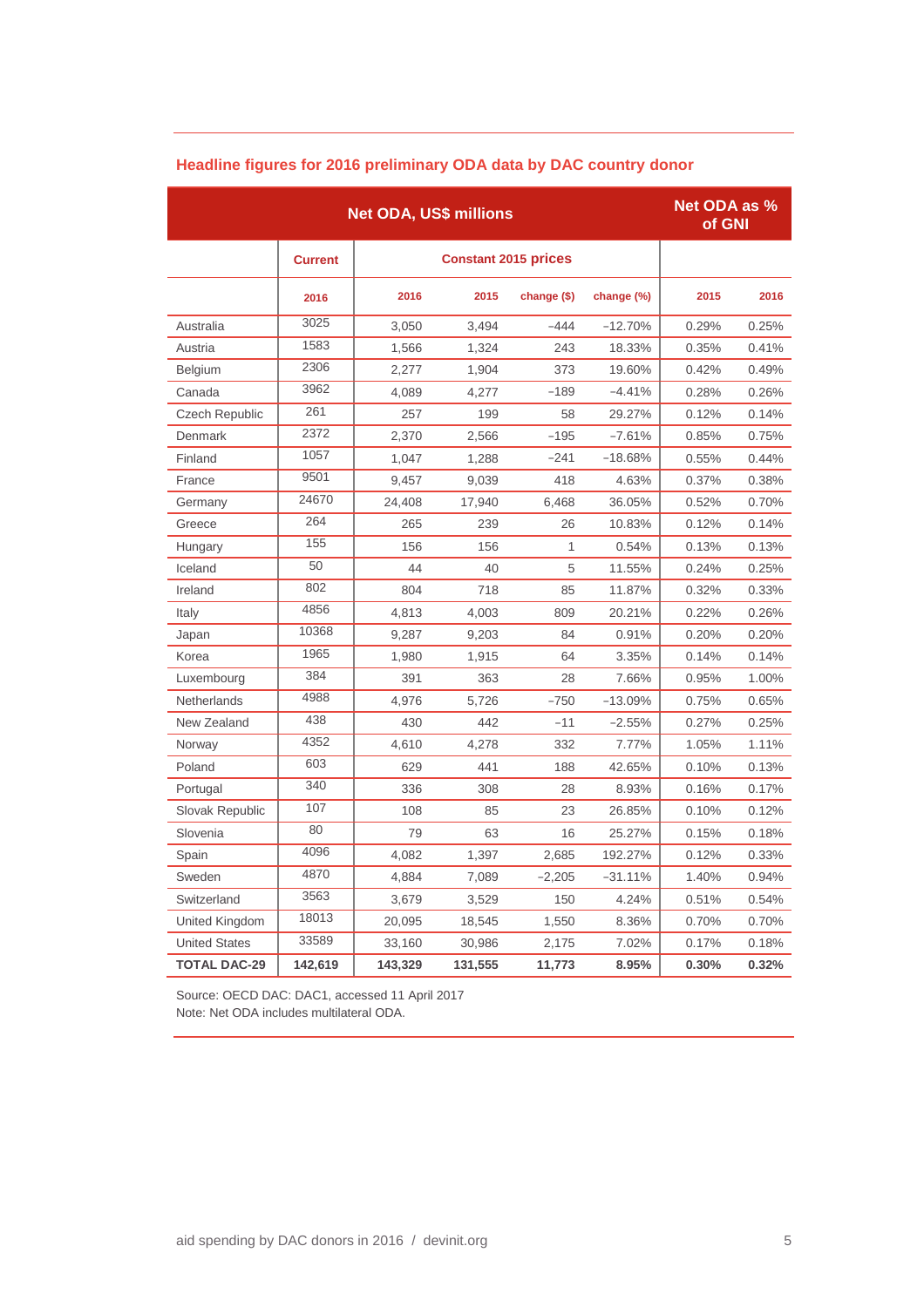### Headline figures for 2016 preliminary ODA data by DAC country donor

| | Net ODA, US$ millions | | | | | Net ODA as % of GNI | |
|---|---|---|---|---|---|---|---|
| | Current | Constant 2015 prices | | | | | |
| | 2016 | 2016 | 2015 | change ($) | change (%) | 2015 | 2016 |
| Australia | 3025 | 3,050 | 3,494 | −444 | −12.70% | 0.29% | 0.25% |
| Austria | 1583 | 1,566 | 1,324 | 243 | 18.33% | 0.35% | 0.41% |
| Belgium | 2306 | 2,277 | 1,904 | 373 | 19.60% | 0.42% | 0.49% |
| Canada | 3962 | 4,089 | 4,277 | −189 | −4.41% | 0.28% | 0.26% |
| Czech Republic | 261 | 257 | 199 | 58 | 29.27% | 0.12% | 0.14% |
| Denmark | 2372 | 2,370 | 2,566 | −195 | −7.61% | 0.85% | 0.75% |
| Finland | 1057 | 1,047 | 1,288 | −241 | −18.68% | 0.55% | 0.44% |
| France | 9501 | 9,457 | 9,039 | 418 | 4.63% | 0.37% | 0.38% |
| Germany | 24670 | 24,408 | 17,940 | 6,468 | 36.05% | 0.52% | 0.70% |
| Greece | 264 | 265 | 239 | 26 | 10.83% | 0.12% | 0.14% |
| Hungary | 155 | 156 | 156 | 1 | 0.54% | 0.13% | 0.13% |
| Iceland | 50 | 44 | 40 | 5 | 11.55% | 0.24% | 0.25% |
| Ireland | 802 | 804 | 718 | 85 | 11.87% | 0.32% | 0.33% |
| Italy | 4856 | 4,813 | 4,003 | 809 | 20.21% | 0.22% | 0.26% |
| Japan | 10368 | 9,287 | 9,203 | 84 | 0.91% | 0.20% | 0.20% |
| Korea | 1965 | 1,980 | 1,915 | 64 | 3.35% | 0.14% | 0.14% |
| Luxembourg | 384 | 391 | 363 | 28 | 7.66% | 0.95% | 1.00% |
| Netherlands | 4988 | 4,976 | 5,726 | −750 | −13.09% | 0.75% | 0.65% |
| New Zealand | 438 | 430 | 442 | −11 | −2.55% | 0.27% | 0.25% |
| Norway | 4352 | 4,610 | 4,278 | 332 | 7.77% | 1.05% | 1.11% |
| Poland | 603 | 629 | 441 | 188 | 42.65% | 0.10% | 0.13% |
| Portugal | 340 | 336 | 308 | 28 | 8.93% | 0.16% | 0.17% |
| Slovak Republic | 107 | 108 | 85 | 23 | 26.85% | 0.10% | 0.12% |
| Slovenia | 80 | 79 | 63 | 16 | 25.27% | 0.15% | 0.18% |
| Spain | 4096 | 4,082 | 1,397 | 2,685 | 192.27% | 0.12% | 0.33% |
| Sweden | 4870 | 4,884 | 7,089 | −2,205 | −31.11% | 1.40% | 0.94% |
| Switzerland | 3563 | 3,679 | 3,529 | 150 | 4.24% | 0.51% | 0.54% |
| United Kingdom | 18013 | 20,095 | 18,545 | 1,550 | 8.36% | 0.70% | 0.70% |
| United States | 33589 | 33,160 | 30,986 | 2,175 | 7.02% | 0.17% | 0.18% |
| **TOTAL DAC-29** | **142,619** | **143,329** | **131,555** | **11,773** | **8.95%** | **0.30%** | **0.32%** |

Source: OECD DAC: DAC1, accessed 11 April 2017
Note: Net ODA includes multilateral ODA.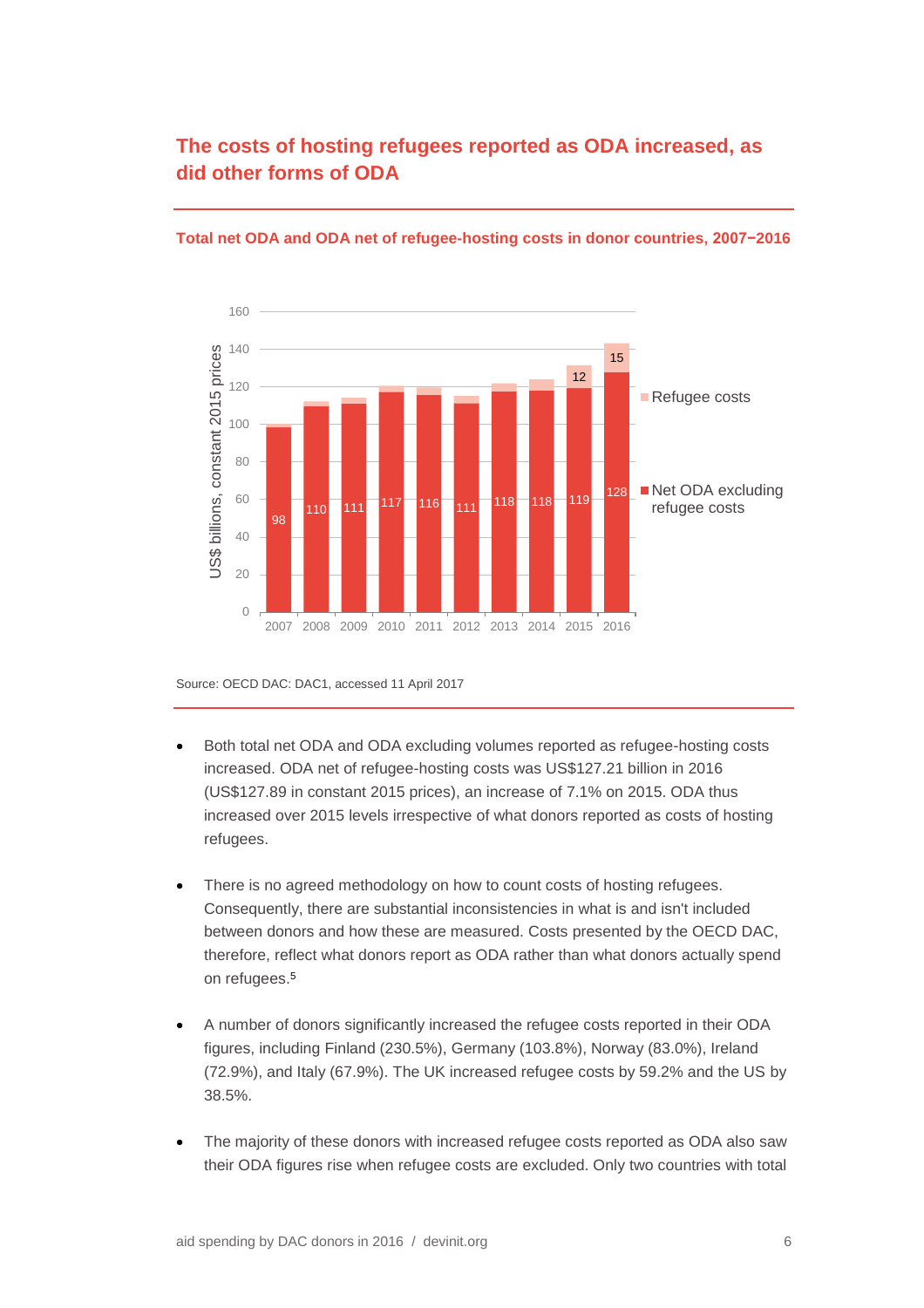## The costs of hosting refugees reported as ODA increased, as did other forms of ODA

**Total net ODA and ODA net of refugee-hosting costs in donor countries, 2007−2016**

| Year | Net ODA excluding refugee costs | Refugee costs |
| --- | --- | --- |
| 2007 | 98 | |
| 2008 | 110 | |
| 2009 | 111 | |
| 2010 | 117 | |
| 2011 | 116 | |
| 2012 | 111 | |
| 2013 | 118 | |
| 2014 | 118 | |
| 2015 | 119 | 12 |
| 2016 | 128 | 15 |

US$ billions, constant 2015 prices

Source: OECD DAC: DAC1, accessed 11 April 2017

- Both total net ODA and ODA excluding volumes reported as refugee-hosting costs increased. ODA net of refugee-hosting costs was US$127.21 billion in 2016 (US$127.89 in constant 2015 prices), an increase of 7.1% on 2015. ODA thus increased over 2015 levels irrespective of what donors reported as costs of hosting refugees.

- There is no agreed methodology on how to count costs of hosting refugees. Consequently, there are substantial inconsistencies in what is and isn't included between donors and how these are measured. Costs presented by the OECD DAC, therefore, reflect what donors report as ODA rather than what donors actually spend on refugees.[5]

- A number of donors significantly increased the refugee costs reported in their ODA figures, including Finland (230.5%), Germany (103.8%), Norway (83.0%), Ireland (72.9%), and Italy (67.9%). The UK increased refugee costs by 59.2% and the US by 38.5%.

- The majority of these donors with increased refugee costs reported as ODA also saw their ODA figures rise when refugee costs are excluded. Only two countries with total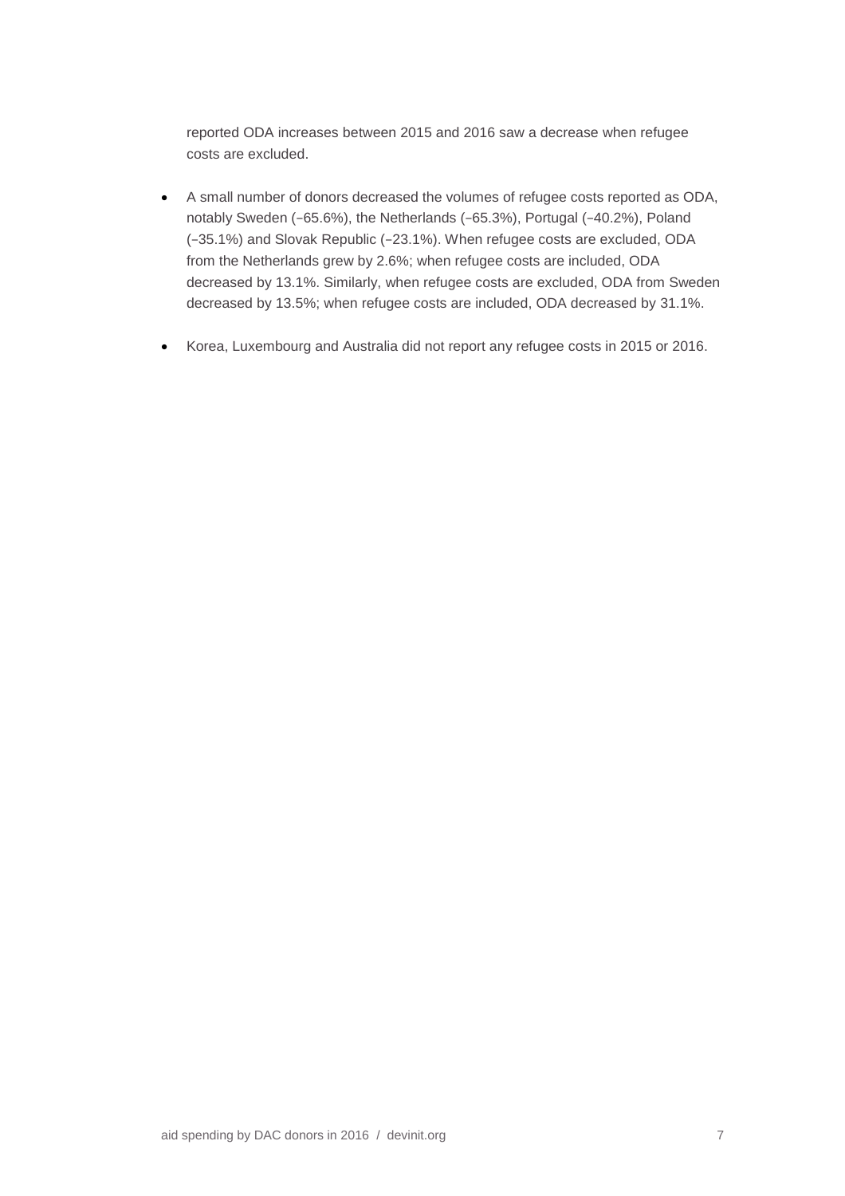reported ODA increases between 2015 and 2016 saw a decrease when refugee costs are excluded.

- A small number of donors decreased the volumes of refugee costs reported as ODA, notably Sweden (–65.6%), the Netherlands (–65.3%), Portugal (–40.2%), Poland (–35.1%) and Slovak Republic (–23.1%). When refugee costs are excluded, ODA from the Netherlands grew by 2.6%; when refugee costs are included, ODA decreased by 13.1%. Similarly, when refugee costs are excluded, ODA from Sweden decreased by 13.5%; when refugee costs are included, ODA decreased by 31.1%.
- Korea, Luxembourg and Australia did not report any refugee costs in 2015 or 2016.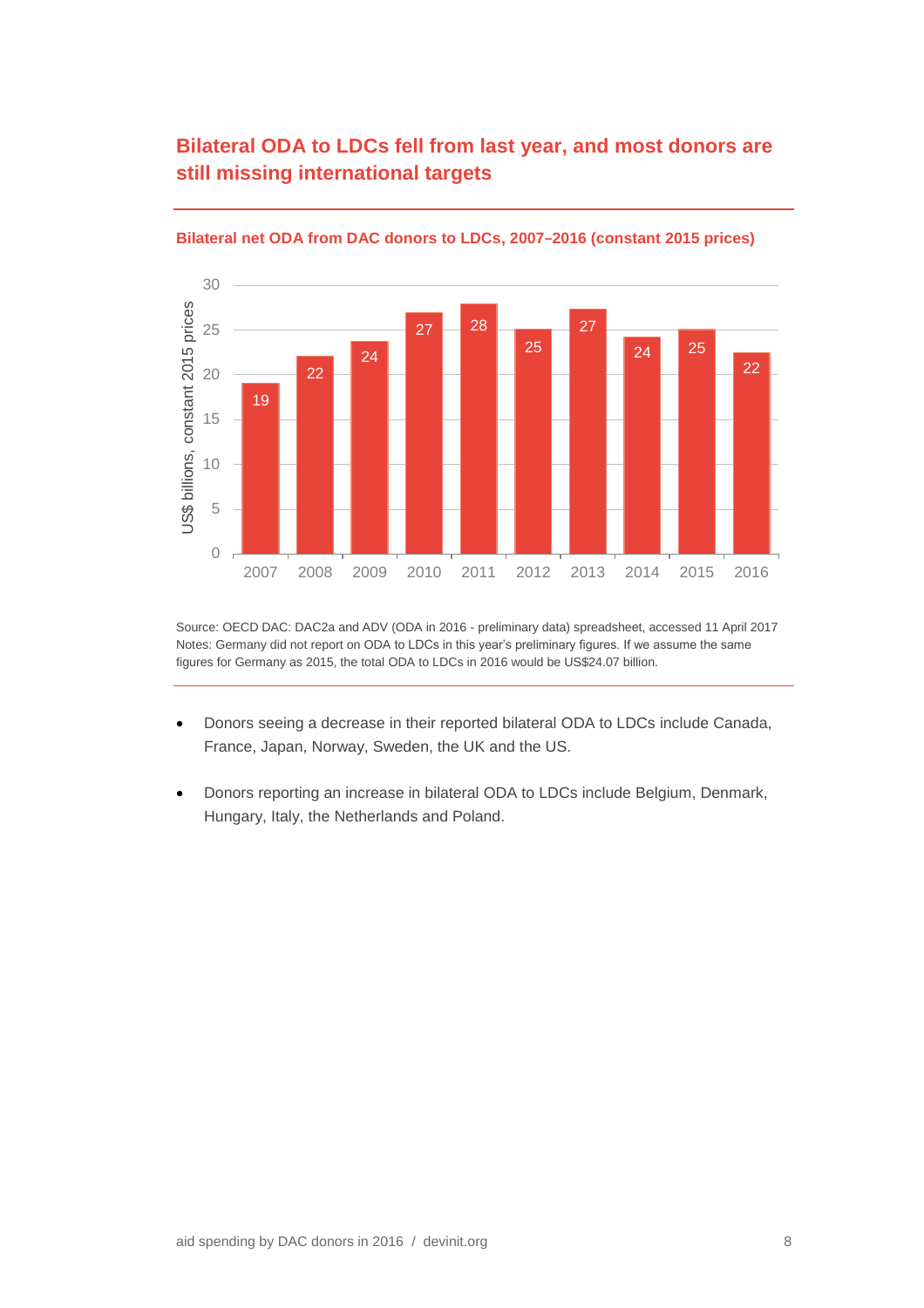## Bilateral ODA to LDCs fell from last year, and most donors are still missing international targets

**Bilateral net ODA from DAC donors to LDCs, 2007–2016 (constant 2015 prices)**

| Year | US$ billions, constant 2015 prices |
|---|---|
| 2007 | 19 |
| 2008 | 22 |
| 2009 | 24 |
| 2010 | 27 |
| 2011 | 28 |
| 2012 | 25 |
| 2013 | 27 |
| 2014 | 24 |
| 2015 | 25 |
| 2016 | 22 |

Source: OECD DAC: DAC2a and ADV (ODA in 2016 - preliminary data) spreadsheet, accessed 11 April 2017
Notes: Germany did not report on ODA to LDCs in this year's preliminary figures. If we assume the same figures for Germany as 2015, the total ODA to LDCs in 2016 would be US$24.07 billion.

- Donors seeing a decrease in their reported bilateral ODA to LDCs include Canada, France, Japan, Norway, Sweden, the UK and the US.
- Donors reporting an increase in bilateral ODA to LDCs include Belgium, Denmark, Hungary, Italy, the Netherlands and Poland.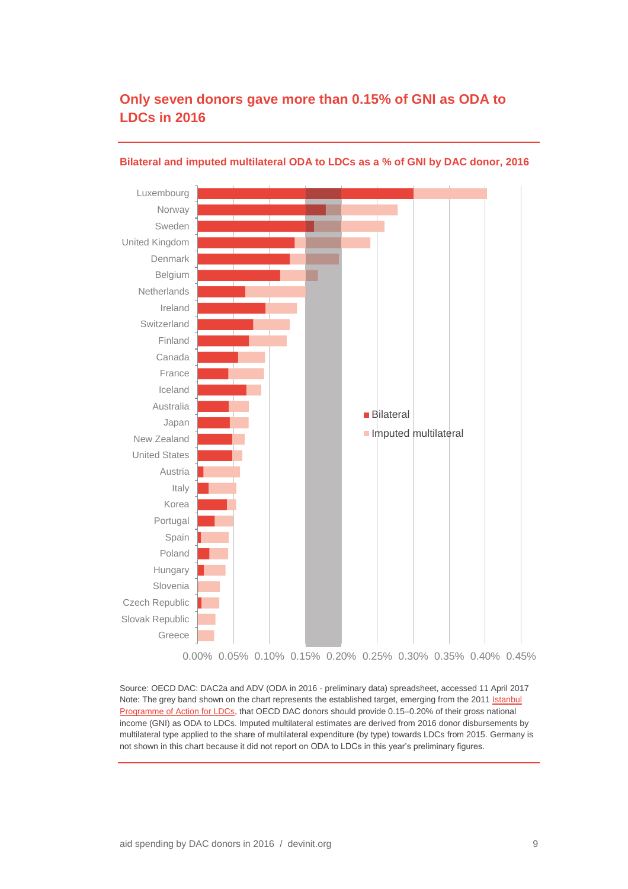## Only seven donors gave more than 0.15% of GNI as ODA to LDCs in 2016

**Bilateral and imputed multilateral ODA to LDCs as a % of GNI by DAC donor, 2016**

Source: OECD DAC: DAC2a and ADV (ODA in 2016 - preliminary data) spreadsheet, accessed 11 April 2017
Note: The grey band shown on the chart represents the established target, emerging from the 2011 Istanbul Programme of Action for LDCs, that OECD DAC donors should provide 0.15–0.20% of their gross national income (GNI) as ODA to LDCs. Imputed multilateral estimates are derived from 2016 donor disbursements by multilateral type applied to the share of multilateral expenditure (by type) towards LDCs from 2015. Germany is not shown in this chart because it did not report on ODA to LDCs in this year's preliminary figures.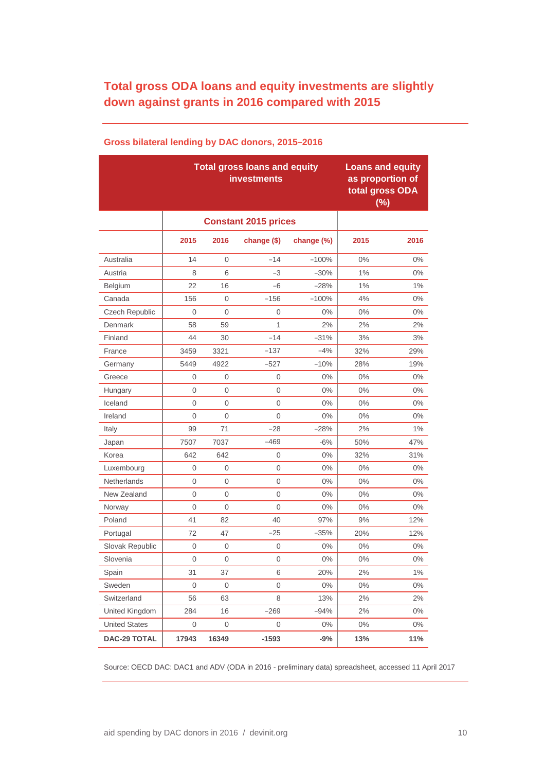## Total gross ODA loans and equity investments are slightly down against grants in 2016 compared with 2015

### Gross bilateral lending by DAC donors, 2015–2016

| | Total gross loans and equity investments | | | | Loans and equity as proportion of total gross ODA (%) | |
|---|---|---|---|---|---|---|
| | Constant 2015 prices | | | | | |
| | 2015 | 2016 | change ($) | change (%) | 2015 | 2016 |
| Australia | 14 | 0 | −14 | −100% | 0% | 0% |
| Austria | 8 | 6 | −3 | −30% | 1% | 0% |
| Belgium | 22 | 16 | −6 | −28% | 1% | 1% |
| Canada | 156 | 0 | −156 | −100% | 4% | 0% |
| Czech Republic | 0 | 0 | 0 | 0% | 0% | 0% |
| Denmark | 58 | 59 | 1 | 2% | 2% | 2% |
| Finland | 44 | 30 | −14 | −31% | 3% | 3% |
| France | 3459 | 3321 | −137 | −4% | 32% | 29% |
| Germany | 5449 | 4922 | −527 | −10% | 28% | 19% |
| Greece | 0 | 0 | 0 | 0% | 0% | 0% |
| Hungary | 0 | 0 | 0 | 0% | 0% | 0% |
| Iceland | 0 | 0 | 0 | 0% | 0% | 0% |
| Ireland | 0 | 0 | 0 | 0% | 0% | 0% |
| Italy | 99 | 71 | −28 | −28% | 2% | 1% |
| Japan | 7507 | 7037 | −469 | -6% | 50% | 47% |
| Korea | 642 | 642 | 0 | 0% | 32% | 31% |
| Luxembourg | 0 | 0 | 0 | 0% | 0% | 0% |
| Netherlands | 0 | 0 | 0 | 0% | 0% | 0% |
| New Zealand | 0 | 0 | 0 | 0% | 0% | 0% |
| Norway | 0 | 0 | 0 | 0% | 0% | 0% |
| Poland | 41 | 82 | 40 | 97% | 9% | 12% |
| Portugal | 72 | 47 | −25 | −35% | 20% | 12% |
| Slovak Republic | 0 | 0 | 0 | 0% | 0% | 0% |
| Slovenia | 0 | 0 | 0 | 0% | 0% | 0% |
| Spain | 31 | 37 | 6 | 20% | 2% | 1% |
| Sweden | 0 | 0 | 0 | 0% | 0% | 0% |
| Switzerland | 56 | 63 | 8 | 13% | 2% | 2% |
| United Kingdom | 284 | 16 | −269 | −94% | 2% | 0% |
| United States | 0 | 0 | 0 | 0% | 0% | 0% |
| **DAC-29 TOTAL** | **17943** | **16349** | **-1593** | **-9%** | **13%** | **11%** |

Source: OECD DAC: DAC1 and ADV (ODA in 2016 - preliminary data) spreadsheet, accessed 11 April 2017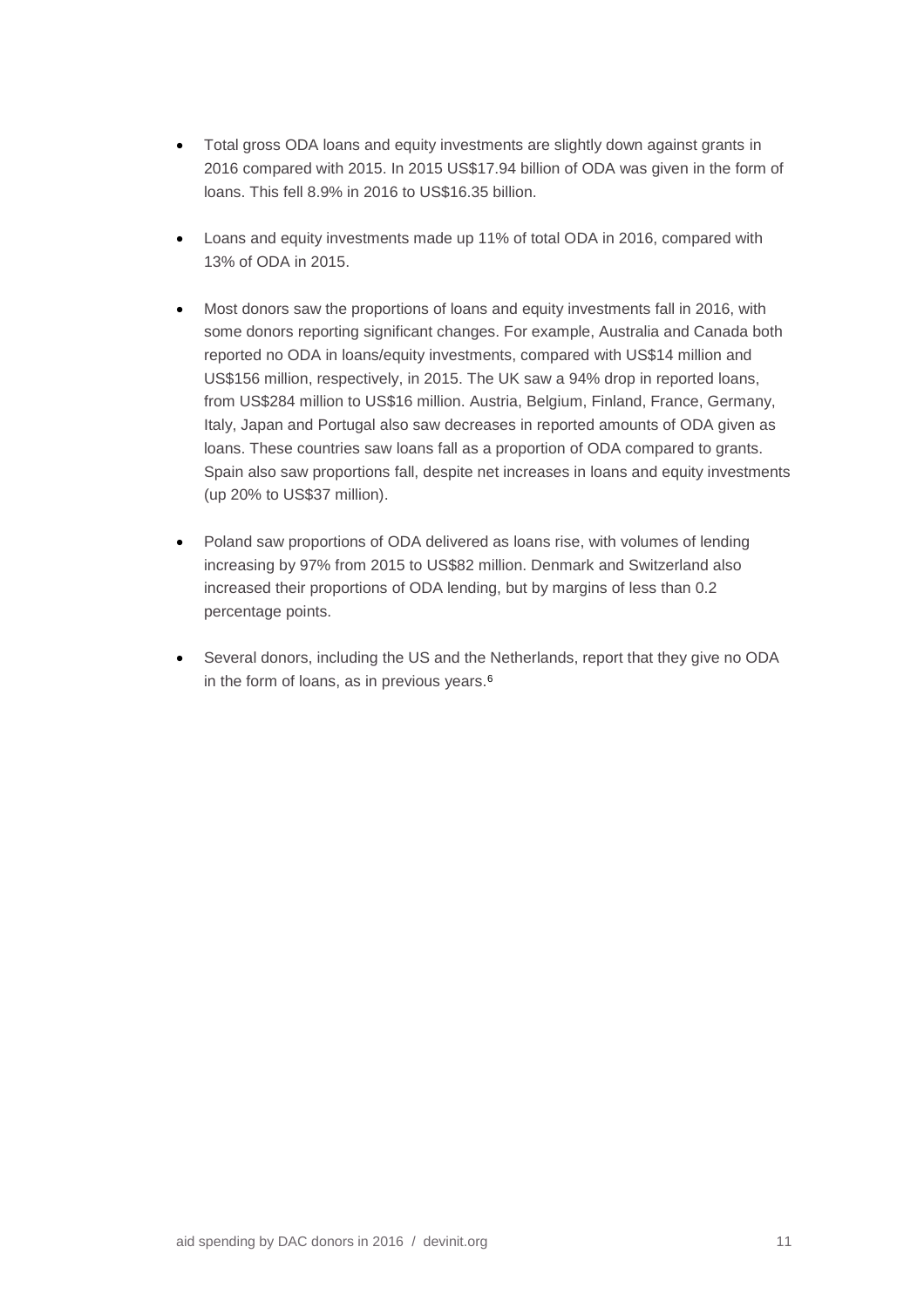- Total gross ODA loans and equity investments are slightly down against grants in 2016 compared with 2015. In 2015 US$17.94 billion of ODA was given in the form of loans. This fell 8.9% in 2016 to US$16.35 billion.

- Loans and equity investments made up 11% of total ODA in 2016, compared with 13% of ODA in 2015.

- Most donors saw the proportions of loans and equity investments fall in 2016, with some donors reporting significant changes. For example, Australia and Canada both reported no ODA in loans/equity investments, compared with US$14 million and US$156 million, respectively, in 2015. The UK saw a 94% drop in reported loans, from US$284 million to US$16 million. Austria, Belgium, Finland, France, Germany, Italy, Japan and Portugal also saw decreases in reported amounts of ODA given as loans. These countries saw loans fall as a proportion of ODA compared to grants. Spain also saw proportions fall, despite net increases in loans and equity investments (up 20% to US$37 million).

- Poland saw proportions of ODA delivered as loans rise, with volumes of lending increasing by 97% from 2015 to US$82 million. Denmark and Switzerland also increased their proportions of ODA lending, but by margins of less than 0.2 percentage points.

- Several donors, including the US and the Netherlands, report that they give no ODA in the form of loans, as in previous years.[6]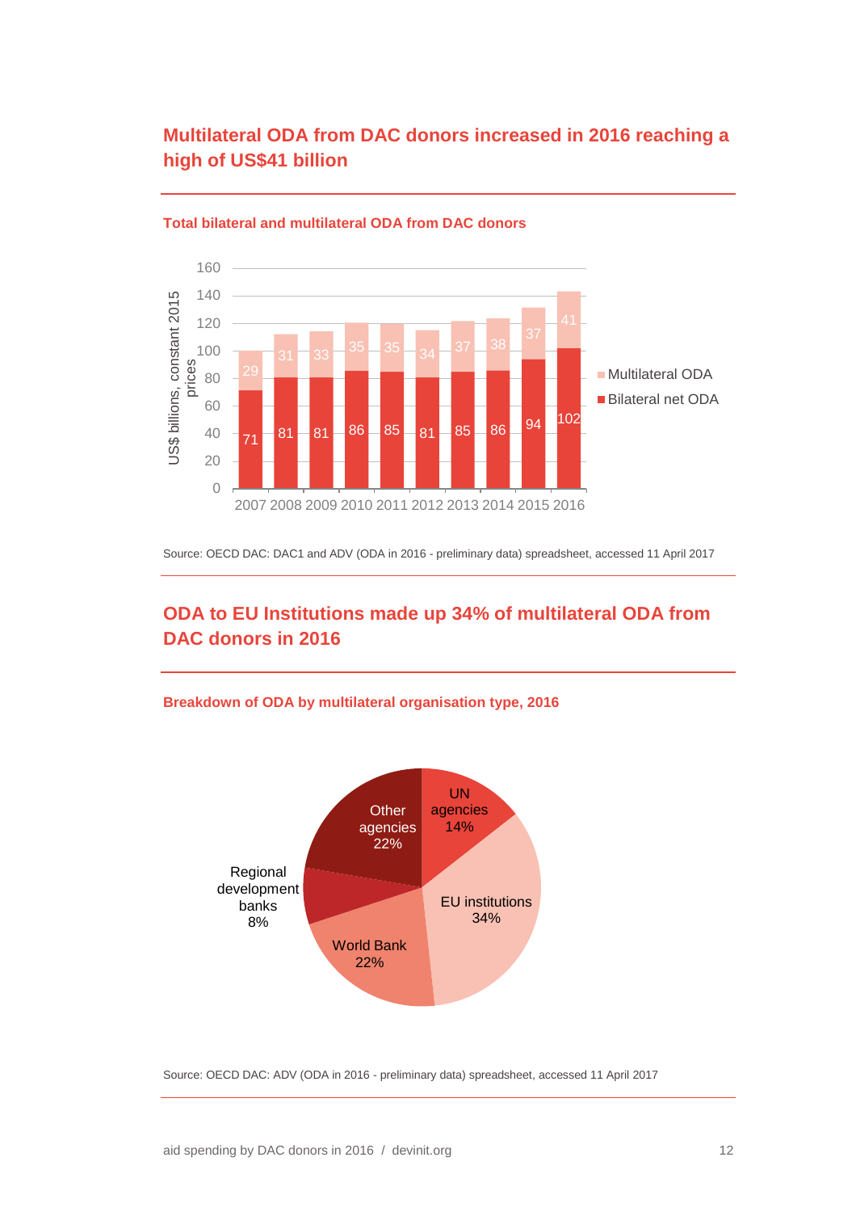## Multilateral ODA from DAC donors increased in 2016 reaching a high of US$41 billion

**Total bilateral and multilateral ODA from DAC donors**

| Year | Bilateral net ODA | Multilateral ODA |
|---|---|---|
| 2007 | 71 | 29 |
| 2008 | 81 | 31 |
| 2009 | 81 | 33 |
| 2010 | 86 | 35 |
| 2011 | 85 | 35 |
| 2012 | 81 | 34 |
| 2013 | 85 | 37 |
| 2014 | 86 | 38 |
| 2015 | 94 | 37 |
| 2016 | 102 | 41 |

US$ billions, constant 2015 prices

Source: OECD DAC: DAC1 and ADV (ODA in 2016 - preliminary data) spreadsheet, accessed 11 April 2017

## ODA to EU Institutions made up 34% of multilateral ODA from DAC donors in 2016

**Breakdown of ODA by multilateral organisation type, 2016**

| Organisation type | Share |
|---|---|
| UN agencies | 14% |
| EU institutions | 34% |
| World Bank | 22% |
| Regional development banks | 8% |
| Other agencies | 22% |

Source: OECD DAC: ADV (ODA in 2016 - preliminary data) spreadsheet, accessed 11 April 2017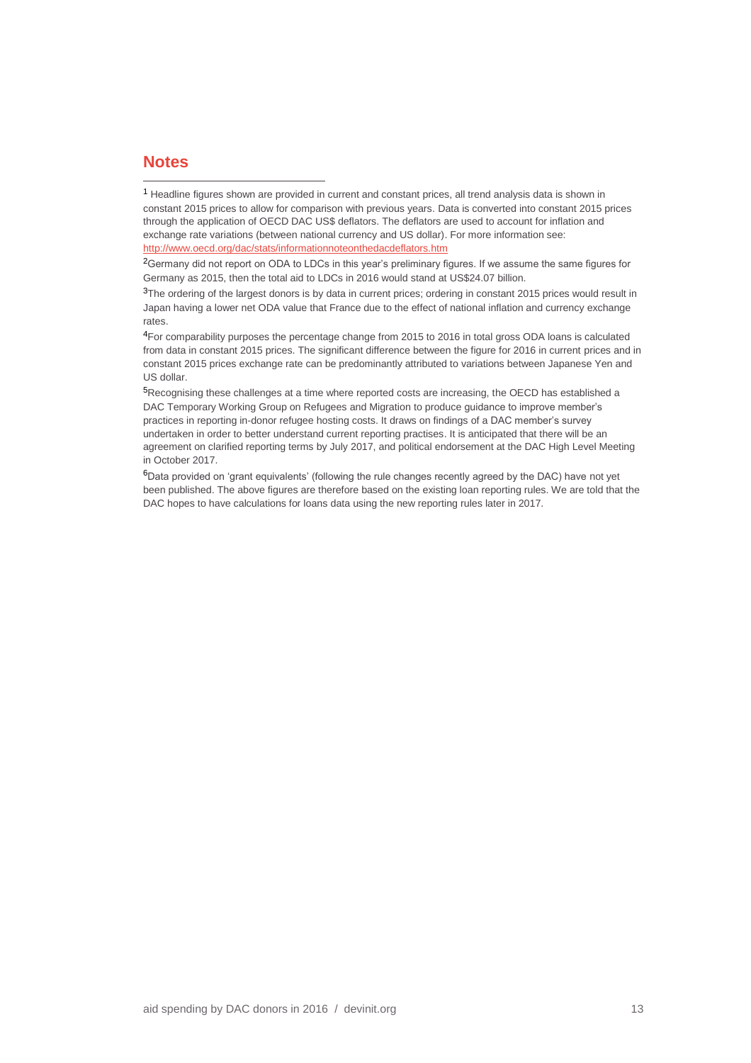## Notes

[1] Headline figures shown are provided in current and constant prices, all trend analysis data is shown in constant 2015 prices to allow for comparison with previous years. Data is converted into constant 2015 prices through the application of OECD DAC US$ deflators. The deflators are used to account for inflation and exchange rate variations (between national currency and US dollar). For more information see: http://www.oecd.org/dac/stats/informationnoteonthedacdeflators.htm

[2] Germany did not report on ODA to LDCs in this year's preliminary figures. If we assume the same figures for Germany as 2015, then the total aid to LDCs in 2016 would stand at US$24.07 billion.

[3] The ordering of the largest donors is by data in current prices; ordering in constant 2015 prices would result in Japan having a lower net ODA value that France due to the effect of national inflation and currency exchange rates.

[4] For comparability purposes the percentage change from 2015 to 2016 in total gross ODA loans is calculated from data in constant 2015 prices. The significant difference between the figure for 2016 in current prices and in constant 2015 prices exchange rate can be predominantly attributed to variations between Japanese Yen and US dollar.

[5] Recognising these challenges at a time where reported costs are increasing, the OECD has established a DAC Temporary Working Group on Refugees and Migration to produce guidance to improve member's practices in reporting in-donor refugee hosting costs. It draws on findings of a DAC member's survey undertaken in order to better understand current reporting practises. It is anticipated that there will be an agreement on clarified reporting terms by July 2017, and political endorsement at the DAC High Level Meeting in October 2017.

[6] Data provided on 'grant equivalents' (following the rule changes recently agreed by the DAC) have not yet been published. The above figures are therefore based on the existing loan reporting rules. We are told that the DAC hopes to have calculations for loans data using the new reporting rules later in 2017.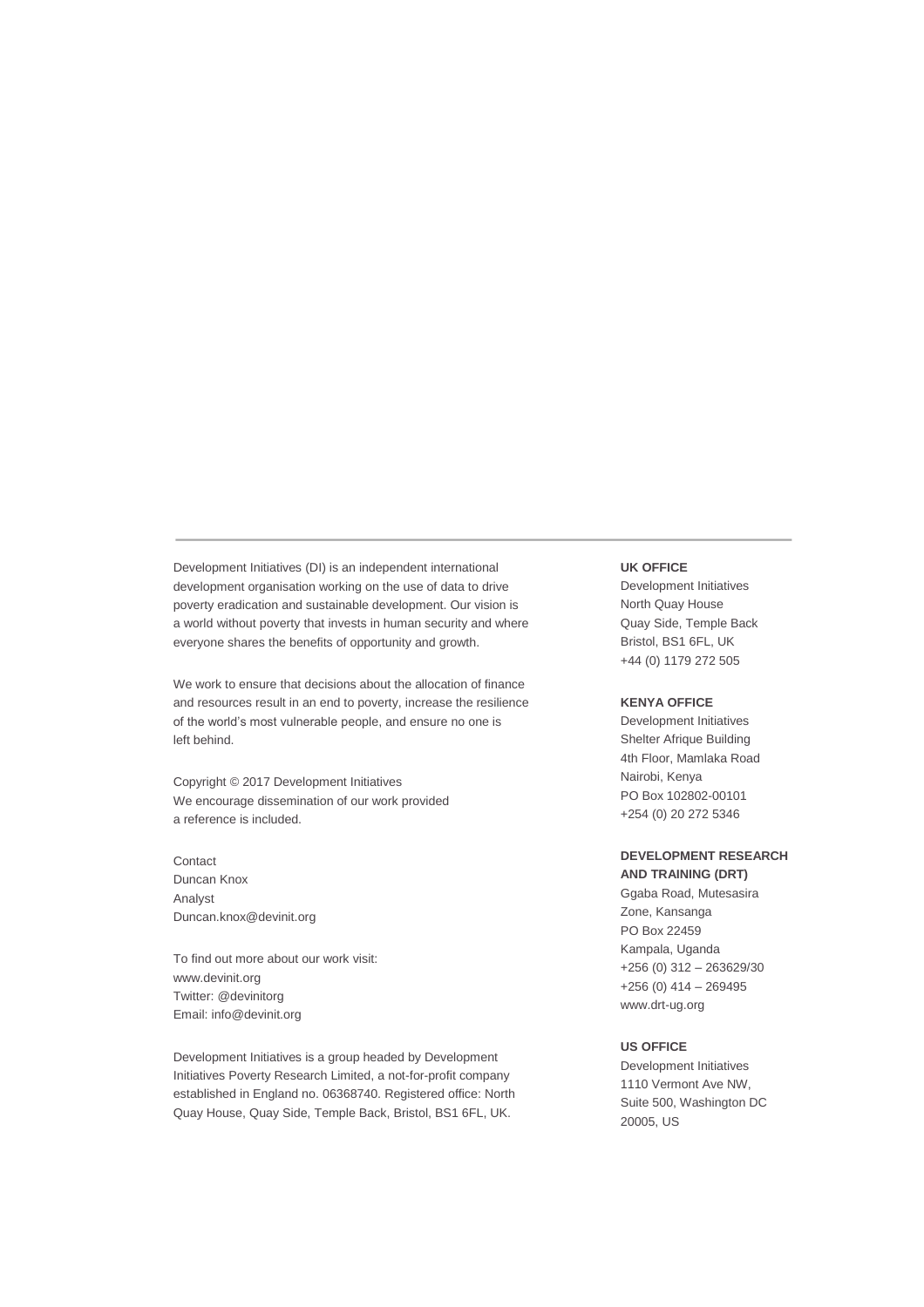Development Initiatives (DI) is an independent international development organisation working on the use of data to drive poverty eradication and sustainable development. Our vision is a world without poverty that invests in human security and where everyone shares the benefits of opportunity and growth.

We work to ensure that decisions about the allocation of finance and resources result in an end to poverty, increase the resilience of the world's most vulnerable people, and ensure no one is left behind.

Copyright © 2017 Development Initiatives
We encourage dissemination of our work provided a reference is included.

Contact
Duncan Knox
Analyst
Duncan.knox@devinit.org

To find out more about our work visit:
www.devinit.org
Twitter: @devinitorg
Email: info@devinit.org

Development Initiatives is a group headed by Development Initiatives Poverty Research Limited, a not-for-profit company established in England no. 06368740. Registered office: North Quay House, Quay Side, Temple Back, Bristol, BS1 6FL, UK.

**UK OFFICE**
Development Initiatives
North Quay House
Quay Side, Temple Back
Bristol, BS1 6FL, UK
+44 (0) 1179 272 505

**KENYA OFFICE**
Development Initiatives
Shelter Afrique Building
4th Floor, Mamlaka Road
Nairobi, Kenya
PO Box 102802-00101
+254 (0) 20 272 5346

**DEVELOPMENT RESEARCH AND TRAINING (DRT)**
Ggaba Road, Mutesasira
Zone, Kansanga
PO Box 22459
Kampala, Uganda
+256 (0) 312 – 263629/30
+256 (0) 414 – 269495
www.drt-ug.org

**US OFFICE**
Development Initiatives
1110 Vermont Ave NW,
Suite 500, Washington DC
20005, US